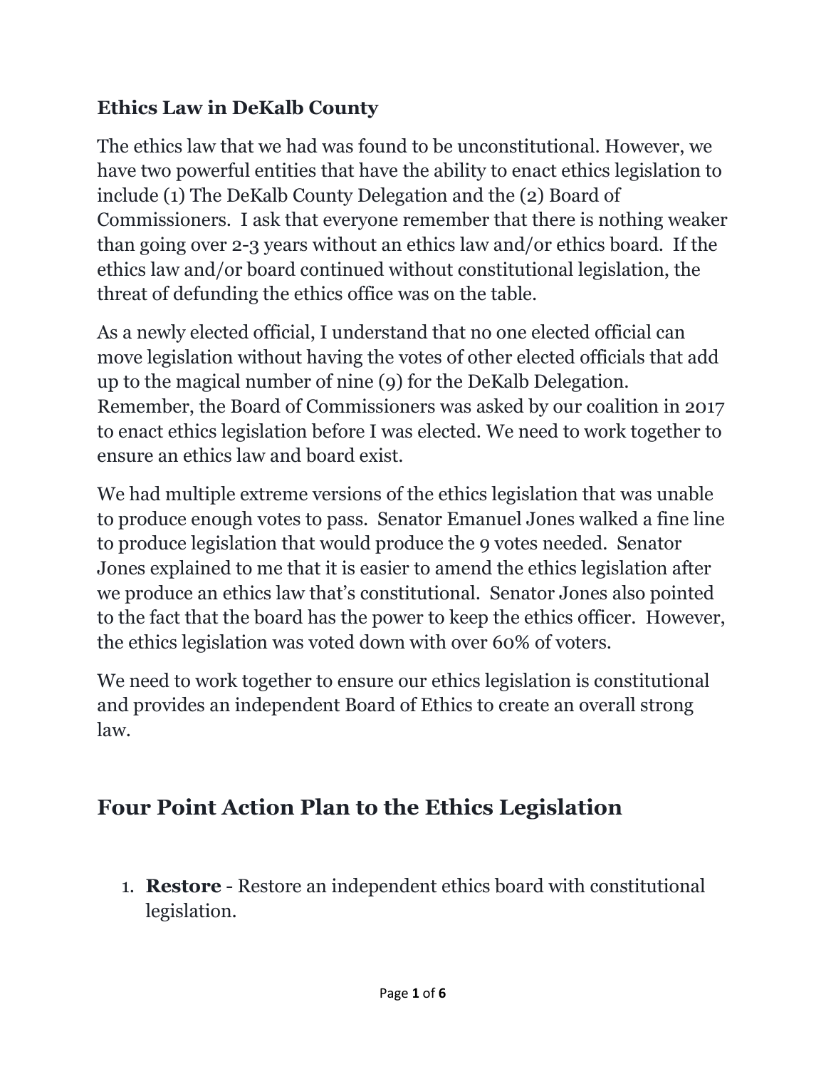**Ethics Law in DeKalb County**

The ethics law that we had was found to be unconstitutional. However, we have two powerful entities that have the ability to enact ethics legislation to include (1) The DeKalb County Delegation and the (2) Board of Commissioners. I ask that everyone remember that there is nothing weaker than going over 2-3 years without an ethics law and/or ethics board. If the ethics law and/or board continued without constitutional legislation, the threat of defunding the ethics office was on the table.

As a newly elected official, I understand that no one elected official can move legislation without having the votes of other elected officials that add up to the magical number of nine (9) for the DeKalb Delegation. Remember, the Board of Commissioners was asked by our coalition in 2017 to enact ethics legislation before I was elected. We need to work together to ensure an ethics law and board exist.

We had multiple extreme versions of the ethics legislation that was unable to produce enough votes to pass. Senator Emanuel Jones walked a fine line to produce legislation that would produce the 9 votes needed. Senator Jones explained to me that it is easier to amend the ethics legislation after we produce an ethics law that's constitutional. Senator Jones also pointed to the fact that the board has the power to keep the ethics officer. However, the ethics legislation was voted down with over 60% of voters.

We need to work together to ensure our ethics legislation is constitutional and provides an independent Board of Ethics to create an overall strong law.

## Four Point Action Plan to the Ethics Legislation

1. **Restore** - Restore an independent ethics board with constitutional legislation.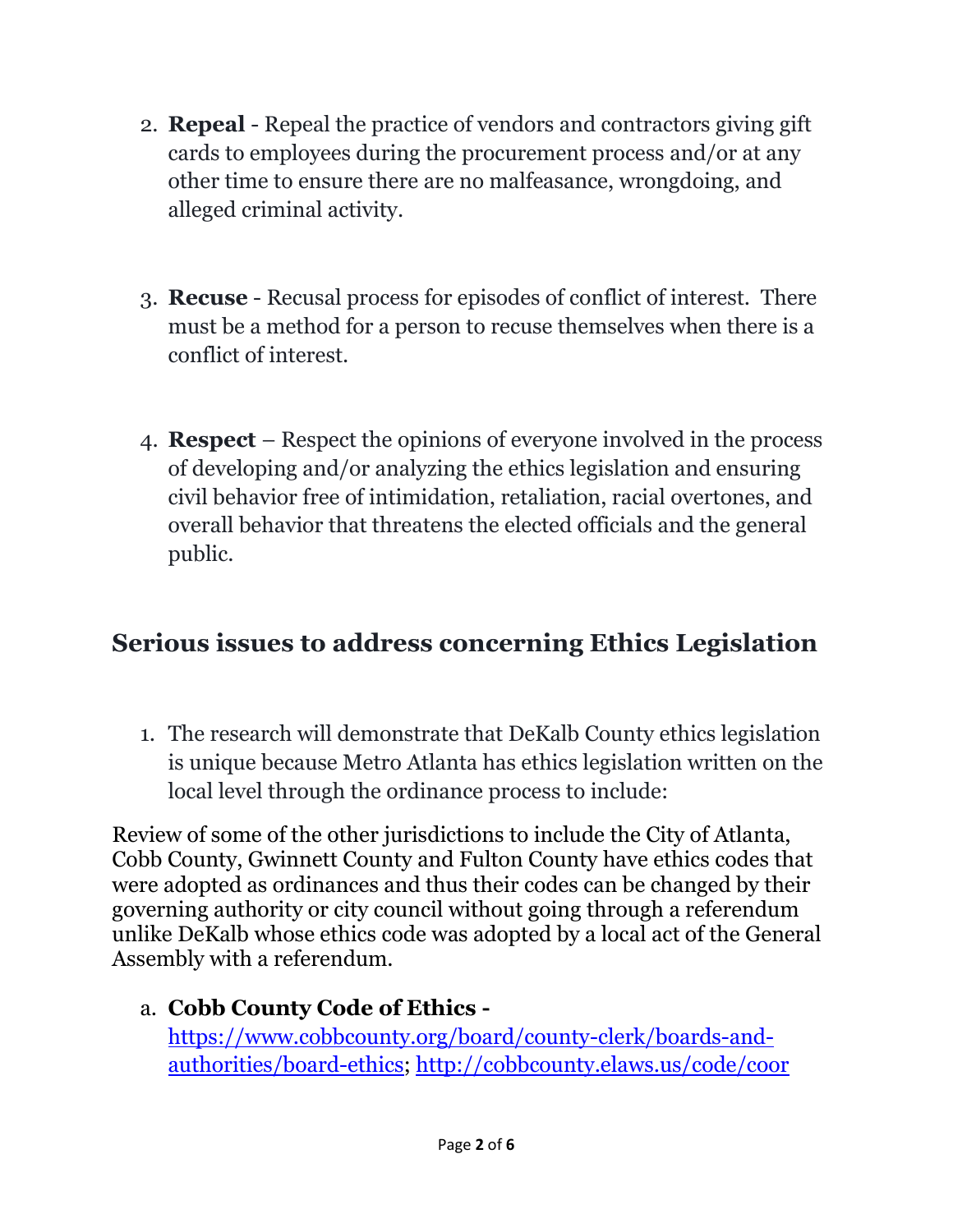2. **Repeal** - Repeal the practice of vendors and contractors giving gift cards to employees during the procurement process and/or at any other time to ensure there are no malfeasance, wrongdoing, and alleged criminal activity.

3. **Recuse** - Recusal process for episodes of conflict of interest. There must be a method for a person to recuse themselves when there is a conflict of interest.

4. **Respect** – Respect the opinions of everyone involved in the process of developing and/or analyzing the ethics legislation and ensuring civil behavior free of intimidation, retaliation, racial overtones, and overall behavior that threatens the elected officials and the general public.

## Serious issues to address concerning Ethics Legislation

1. The research will demonstrate that DeKalb County ethics legislation is unique because Metro Atlanta has ethics legislation written on the local level through the ordinance process to include:

Review of some of the other jurisdictions to include the City of Atlanta, Cobb County, Gwinnett County and Fulton County have ethics codes that were adopted as ordinances and thus their codes can be changed by their governing authority or city council without going through a referendum unlike DeKalb whose ethics code was adopted by a local act of the General Assembly with a referendum.

a. **Cobb County Code of Ethics -** https://www.cobbcounty.org/board/county-clerk/boards-and-authorities/board-ethics; http://cobbcounty.elaws.us/code/coor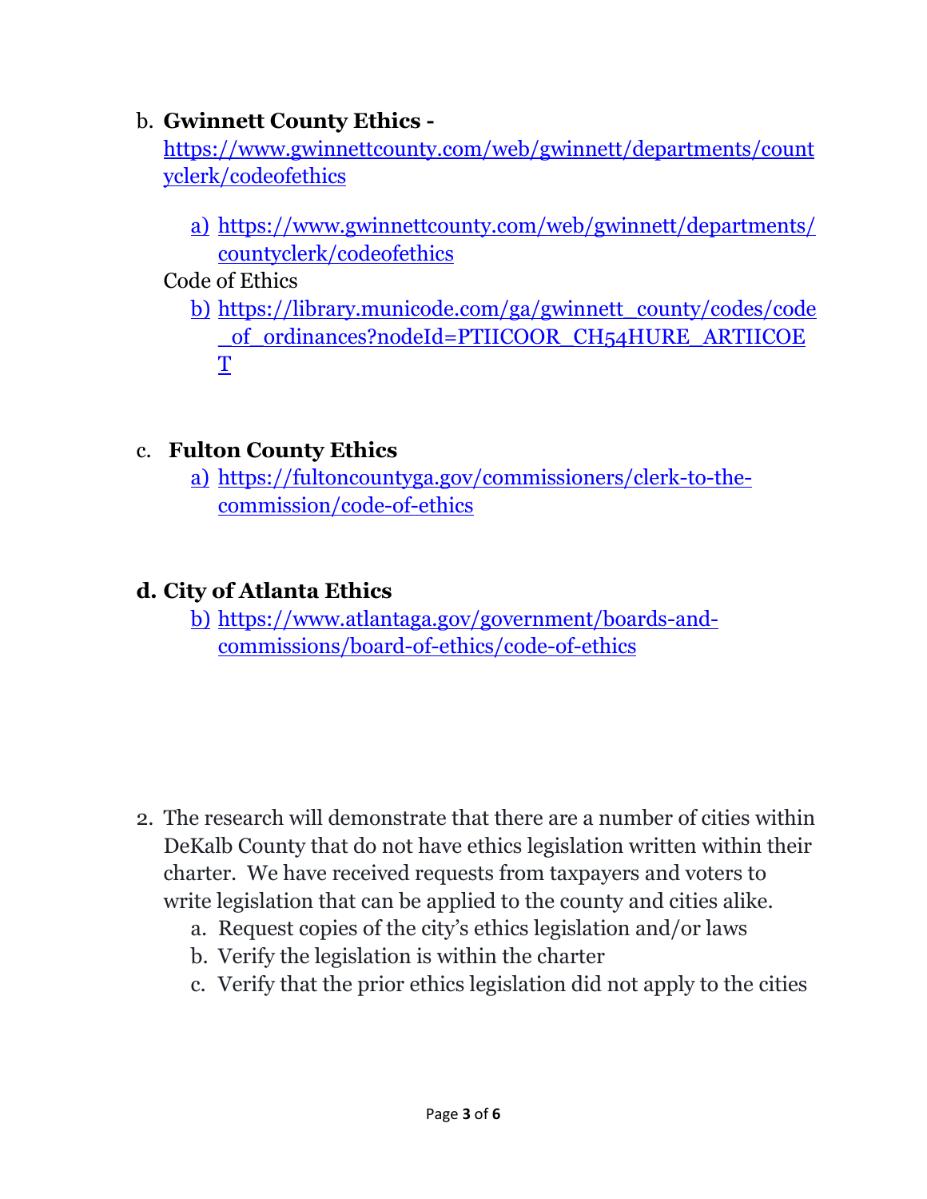b. **Gwinnett County Ethics -** https://www.gwinnettcounty.com/web/gwinnett/departments/countyclerk/codeofethics

   a) https://www.gwinnettcounty.com/web/gwinnett/departments/countyclerk/codeofethics

   Code of Ethics

   b) https://library.municode.com/ga/gwinnett_county/codes/code_of_ordinances?nodeId=PTIICOOR_CH54HURE_ARTIICOET

c. **Fulton County Ethics**

   a) https://fultoncountyga.gov/commissioners/clerk-to-the-commission/code-of-ethics

d. **City of Atlanta Ethics**

   b) https://www.atlantaga.gov/government/boards-and-commissions/board-of-ethics/code-of-ethics

2. The research will demonstrate that there are a number of cities within DeKalb County that do not have ethics legislation written within their charter. We have received requests from taxpayers and voters to write legislation that can be applied to the county and cities alike.
   a. Request copies of the city's ethics legislation and/or laws
   b. Verify the legislation is within the charter
   c. Verify that the prior ethics legislation did not apply to the cities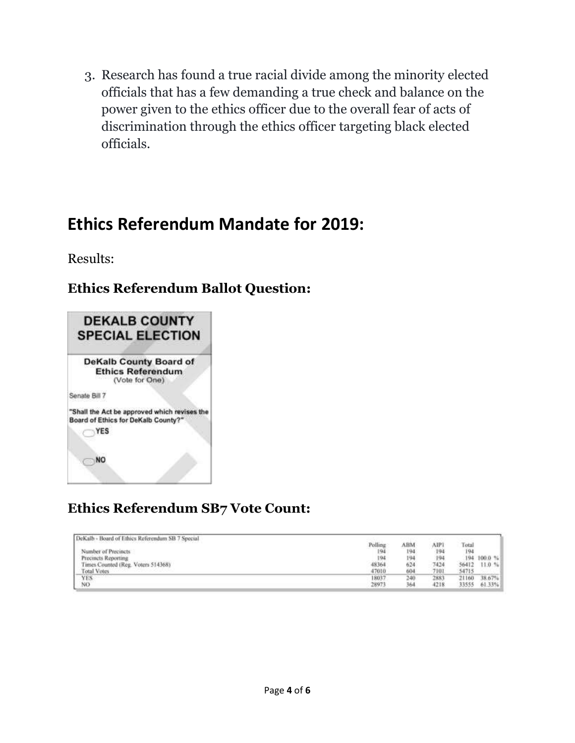3. Research has found a true racial divide among the minority elected officials that has a few demanding a true check and balance on the power given to the ethics officer due to the overall fear of acts of discrimination through the ethics officer targeting black elected officials.

## Ethics Referendum Mandate for 2019:

Results:

### Ethics Referendum Ballot Question:

**DEKALB COUNTY SPECIAL ELECTION**

**DeKalb County Board of Ethics Referendum**
(Vote for One)

Senate Bill 7

**"Shall the Act be approved which revises the Board of Ethics for DeKalb County?"**

**YES**

**NO**

### Ethics Referendum SB7 Vote Count:

DeKalb - Board of Ethics Referendum SB 7 Special

| | Polling | ABM | AIP1 | Total | |
|---|---|---|---|---|---|
| Number of Precincts | 194 | 194 | 194 | 194 | |
| Precincts Reporting | 194 | 194 | 194 | 194 | 100.0 % |
| Times Counted (Reg. Voters 514368) | 48364 | 624 | 7424 | 56412 | 11.0 % |
| Total Votes | 47010 | 604 | 7101 | 54715 | |
| YES | 18037 | 240 | 2883 | 21160 | 38.67% |
| NO | 28973 | 364 | 4218 | 33555 | 61.33% |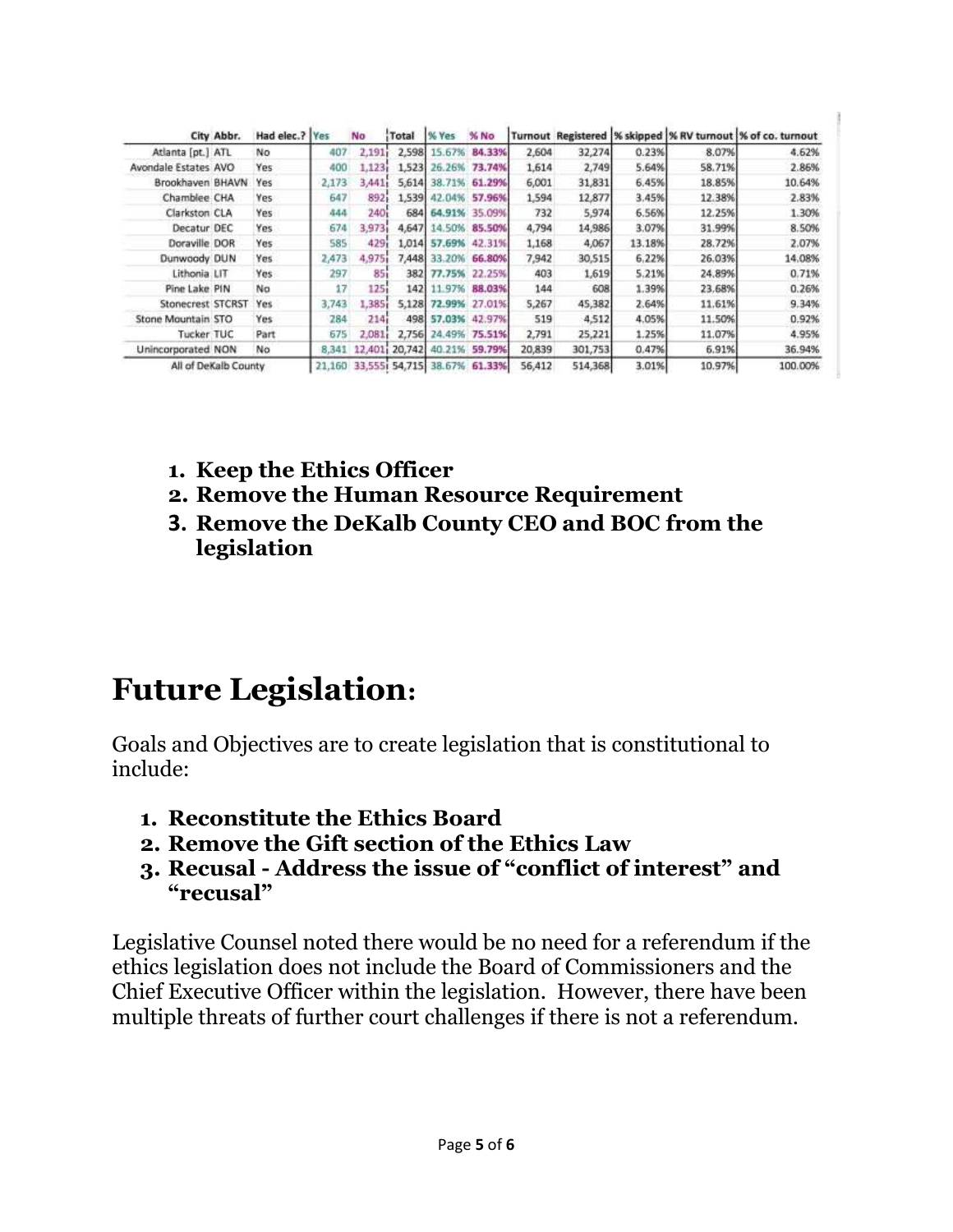| City | Abbr. | Had elec.? | Yes | No | Total | % Yes | % No | Turnout | Registered | % skipped | % RV turnout | % of co. turnout |
|---|---|---|---|---|---|---|---|---|---|---|---|---|
| Atlanta [pt.] | ATL | No | 407 | 2,191 | 2,598 | 15.67% | 84.33% | 2,604 | 32,274 | 0.23% | 8.07% | 4.62% |
| Avondale Estates | AVO | Yes | 400 | 1,123 | 1,523 | 26.26% | 73.74% | 1,614 | 2,749 | 5.64% | 58.71% | 2.86% |
| Brookhaven | BHAVN | Yes | 2,173 | 3,441 | 5,614 | 38.71% | 61.29% | 6,001 | 31,831 | 6.45% | 18.85% | 10.64% |
| Chamblee | CHA | Yes | 647 | 892 | 1,539 | 42.04% | 57.96% | 1,594 | 12,877 | 3.45% | 12.38% | 2.83% |
| Clarkston | CLA | Yes | 444 | 240 | 684 | 64.91% | 35.09% | 732 | 5,974 | 6.56% | 12.25% | 1.30% |
| Decatur | DEC | Yes | 674 | 3,973 | 4,647 | 14.50% | 85.50% | 4,794 | 14,986 | 3.07% | 31.99% | 8.50% |
| Doraville | DOR | Yes | 585 | 429 | 1,014 | 57.69% | 42.31% | 1,168 | 4,067 | 13.18% | 28.72% | 2.07% |
| Dunwoody | DUN | Yes | 2,473 | 4,975 | 7,448 | 33.20% | 66.80% | 7,942 | 30,515 | 6.22% | 26.03% | 14.08% |
| Lithonia | LIT | Yes | 297 | 85 | 382 | 77.75% | 22.25% | 403 | 1,619 | 5.21% | 24.89% | 0.71% |
| Pine Lake | PIN | No | 17 | 125 | 142 | 11.97% | 88.03% | 144 | 608 | 1.39% | 23.68% | 0.26% |
| Stonecrest | STCRST | Yes | 3,743 | 1,385 | 5,128 | 72.99% | 27.01% | 5,267 | 45,382 | 2.64% | 11.61% | 9.34% |
| Stone Mountain | STO | Yes | 284 | 214 | 498 | 57.03% | 42.97% | 519 | 4,512 | 4.05% | 11.50% | 0.92% |
| Tucker | TUC | Part | 675 | 2,081 | 2,756 | 24.49% | 75.51% | 2,791 | 25,221 | 1.25% | 11.07% | 4.95% |
| Unincorporated | NON | No | 8,341 | 12,401 | 20,742 | 40.21% | 59.79% | 20,839 | 301,753 | 0.47% | 6.91% | 36.94% |
| All of DeKalb County | | | 21,160 | 33,555 | 54,715 | 38.67% | 61.33% | 56,412 | 514,368 | 3.01% | 10.97% | 100.00% |

1. **Keep the Ethics Officer**
2. **Remove the Human Resource Requirement**
3. **Remove the DeKalb County CEO and BOC from the legislation**

# Future Legislation:

Goals and Objectives are to create legislation that is constitutional to include:

1. **Reconstitute the Ethics Board**
2. **Remove the Gift section of the Ethics Law**
3. **Recusal - Address the issue of "conflict of interest" and "recusal"**

Legislative Counsel noted there would be no need for a referendum if the ethics legislation does not include the Board of Commissioners and the Chief Executive Officer within the legislation. However, there have been multiple threats of further court challenges if there is not a referendum.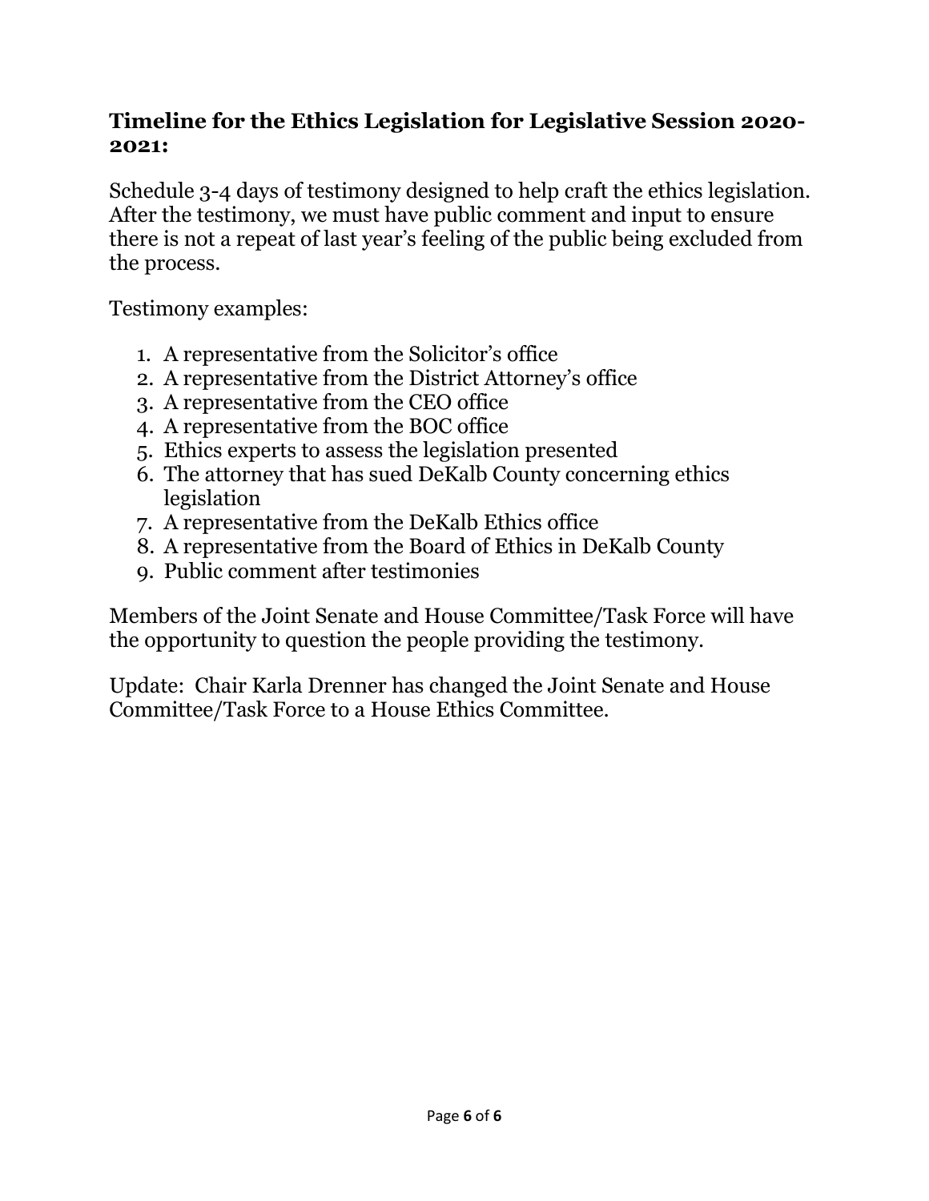### **Timeline for the Ethics Legislation for Legislative Session 2020-2021:**

Schedule 3-4 days of testimony designed to help craft the ethics legislation. After the testimony, we must have public comment and input to ensure there is not a repeat of last year's feeling of the public being excluded from the process.

Testimony examples:

1. A representative from the Solicitor's office
2. A representative from the District Attorney's office
3. A representative from the CEO office
4. A representative from the BOC office
5. Ethics experts to assess the legislation presented
6. The attorney that has sued DeKalb County concerning ethics legislation
7. A representative from the DeKalb Ethics office
8. A representative from the Board of Ethics in DeKalb County
9. Public comment after testimonies

Members of the Joint Senate and House Committee/Task Force will have the opportunity to question the people providing the testimony.

Update: Chair Karla Drenner has changed the Joint Senate and House Committee/Task Force to a House Ethics Committee.